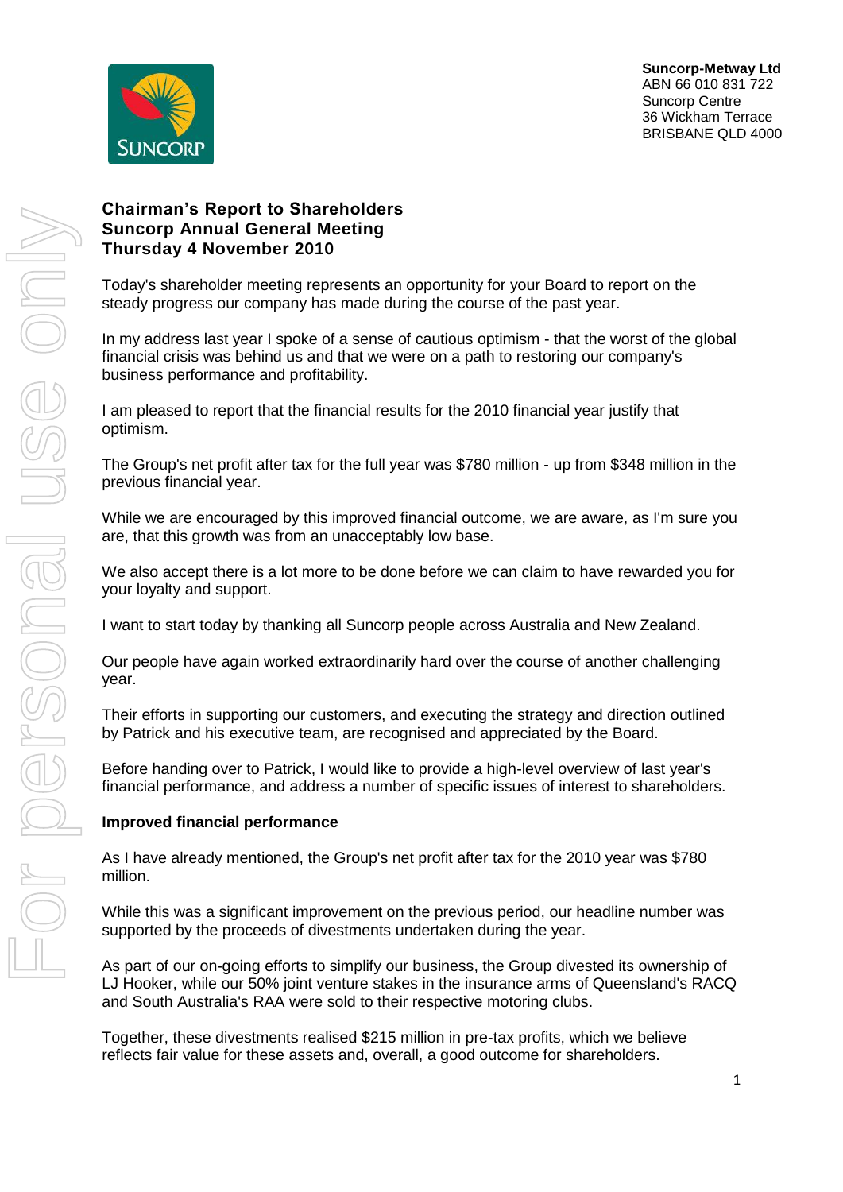Suncorp-Metway Ltd
ABN 66 010 831 722
Suncorp Centre
36 Wickham Terrace
BRISBANE QLD 4000

# Chairman's Report to Shareholders
# Suncorp Annual General Meeting
# Thursday 4 November 2010

Today's shareholder meeting represents an opportunity for your Board to report on the steady progress our company has made during the course of the past year.

In my address last year I spoke of a sense of cautious optimism - that the worst of the global financial crisis was behind us and that we were on a path to restoring our company's business performance and profitability.

I am pleased to report that the financial results for the 2010 financial year justify that optimism.

The Group's net profit after tax for the full year was $780 million - up from $348 million in the previous financial year.

While we are encouraged by this improved financial outcome, we are aware, as I'm sure you are, that this growth was from an unacceptably low base.

We also accept there is a lot more to be done before we can claim to have rewarded you for your loyalty and support.

I want to start today by thanking all Suncorp people across Australia and New Zealand.

Our people have again worked extraordinarily hard over the course of another challenging year.

Their efforts in supporting our customers, and executing the strategy and direction outlined by Patrick and his executive team, are recognised and appreciated by the Board.

Before handing over to Patrick, I would like to provide a high-level overview of last year's financial performance, and address a number of specific issues of interest to shareholders.

**Improved financial performance**

As I have already mentioned, the Group's net profit after tax for the 2010 year was $780 million.

While this was a significant improvement on the previous period, our headline number was supported by the proceeds of divestments undertaken during the year.

As part of our on-going efforts to simplify our business, the Group divested its ownership of LJ Hooker, while our 50% joint venture stakes in the insurance arms of Queensland's RACQ and South Australia's RAA were sold to their respective motoring clubs.

Together, these divestments realised $215 million in pre-tax profits, which we believe reflects fair value for these assets and, overall, a good outcome for shareholders.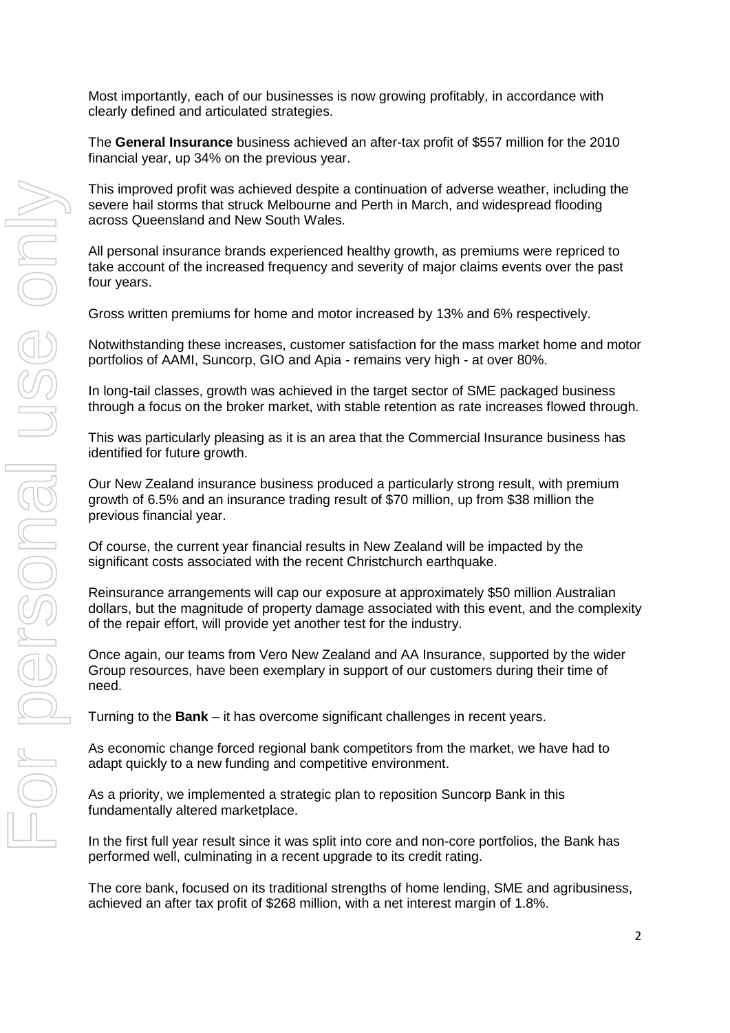Most importantly, each of our businesses is now growing profitably, in accordance with clearly defined and articulated strategies.

The **General Insurance** business achieved an after-tax profit of $557 million for the 2010 financial year, up 34% on the previous year.

This improved profit was achieved despite a continuation of adverse weather, including the severe hail storms that struck Melbourne and Perth in March, and widespread flooding across Queensland and New South Wales.

All personal insurance brands experienced healthy growth, as premiums were repriced to take account of the increased frequency and severity of major claims events over the past four years.

Gross written premiums for home and motor increased by 13% and 6% respectively.

Notwithstanding these increases, customer satisfaction for the mass market home and motor portfolios of AAMI, Suncorp, GIO and Apia - remains very high - at over 80%.

In long-tail classes, growth was achieved in the target sector of SME packaged business through a focus on the broker market, with stable retention as rate increases flowed through.

This was particularly pleasing as it is an area that the Commercial Insurance business has identified for future growth.

Our New Zealand insurance business produced a particularly strong result, with premium growth of 6.5% and an insurance trading result of $70 million, up from $38 million the previous financial year.

Of course, the current year financial results in New Zealand will be impacted by the significant costs associated with the recent Christchurch earthquake.

Reinsurance arrangements will cap our exposure at approximately $50 million Australian dollars, but the magnitude of property damage associated with this event, and the complexity of the repair effort, will provide yet another test for the industry.

Once again, our teams from Vero New Zealand and AA Insurance, supported by the wider Group resources, have been exemplary in support of our customers during their time of need.

Turning to the **Bank** – it has overcome significant challenges in recent years.

As economic change forced regional bank competitors from the market, we have had to adapt quickly to a new funding and competitive environment.

As a priority, we implemented a strategic plan to reposition Suncorp Bank in this fundamentally altered marketplace.

In the first full year result since it was split into core and non-core portfolios, the Bank has performed well, culminating in a recent upgrade to its credit rating.

The core bank, focused on its traditional strengths of home lending, SME and agribusiness, achieved an after tax profit of $268 million, with a net interest margin of 1.8%.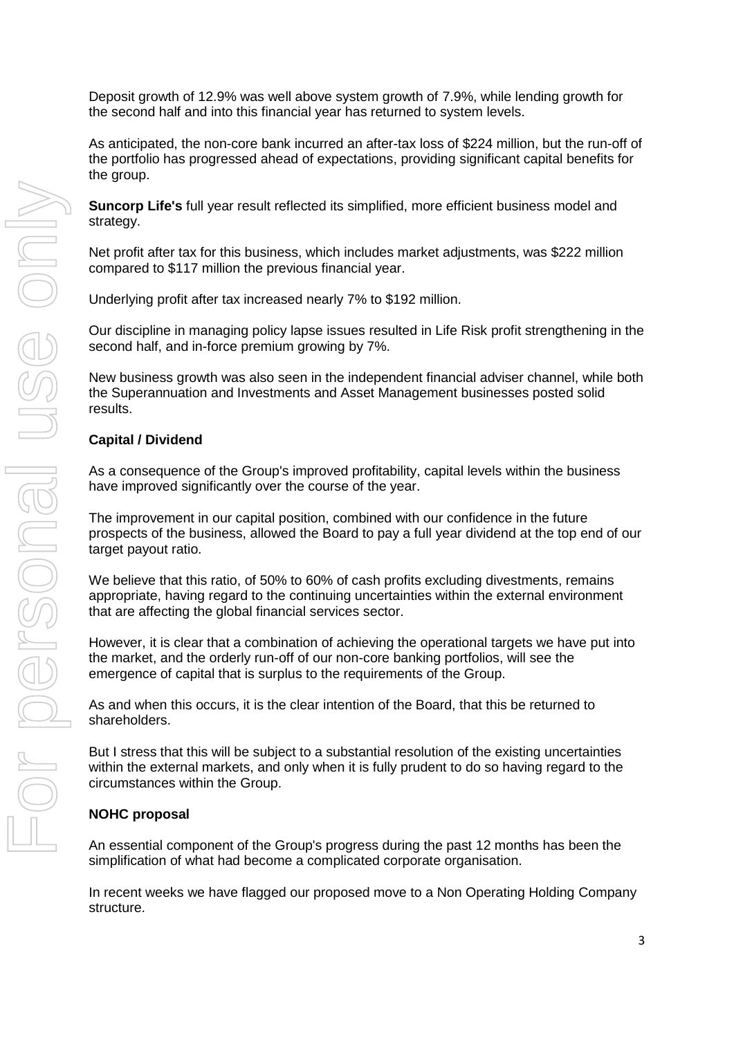Deposit growth of 12.9% was well above system growth of 7.9%, while lending growth for the second half and into this financial year has returned to system levels.

As anticipated, the non-core bank incurred an after-tax loss of $224 million, but the run-off of the portfolio has progressed ahead of expectations, providing significant capital benefits for the group.

**Suncorp Life's** full year result reflected its simplified, more efficient business model and strategy.

Net profit after tax for this business, which includes market adjustments, was $222 million compared to $117 million the previous financial year.

Underlying profit after tax increased nearly 7% to $192 million.

Our discipline in managing policy lapse issues resulted in Life Risk profit strengthening in the second half, and in-force premium growing by 7%.

New business growth was also seen in the independent financial adviser channel, while both the Superannuation and Investments and Asset Management businesses posted solid results.

**Capital / Dividend**

As a consequence of the Group's improved profitability, capital levels within the business have improved significantly over the course of the year.

The improvement in our capital position, combined with our confidence in the future prospects of the business, allowed the Board to pay a full year dividend at the top end of our target payout ratio.

We believe that this ratio, of 50% to 60% of cash profits excluding divestments, remains appropriate, having regard to the continuing uncertainties within the external environment that are affecting the global financial services sector.

However, it is clear that a combination of achieving the operational targets we have put into the market, and the orderly run-off of our non-core banking portfolios, will see the emergence of capital that is surplus to the requirements of the Group.

As and when this occurs, it is the clear intention of the Board, that this be returned to shareholders.

But I stress that this will be subject to a substantial resolution of the existing uncertainties within the external markets, and only when it is fully prudent to do so having regard to the circumstances within the Group.

**NOHC proposal**

An essential component of the Group's progress during the past 12 months has been the simplification of what had become a complicated corporate organisation.

In recent weeks we have flagged our proposed move to a Non Operating Holding Company structure.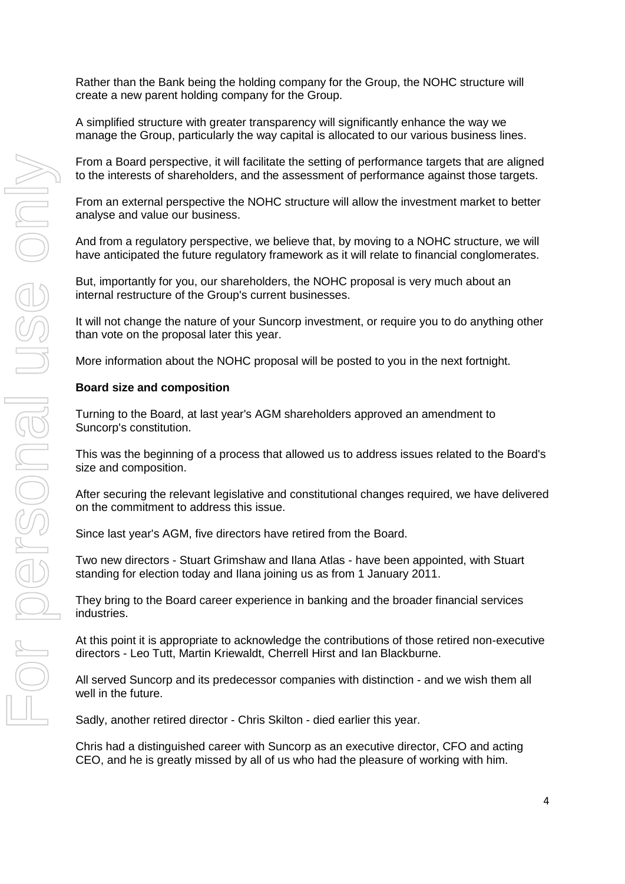Rather than the Bank being the holding company for the Group, the NOHC structure will create a new parent holding company for the Group.

A simplified structure with greater transparency will significantly enhance the way we manage the Group, particularly the way capital is allocated to our various business lines.

From a Board perspective, it will facilitate the setting of performance targets that are aligned to the interests of shareholders, and the assessment of performance against those targets.

From an external perspective the NOHC structure will allow the investment market to better analyse and value our business.

And from a regulatory perspective, we believe that, by moving to a NOHC structure, we will have anticipated the future regulatory framework as it will relate to financial conglomerates.

But, importantly for you, our shareholders, the NOHC proposal is very much about an internal restructure of the Group's current businesses.

It will not change the nature of your Suncorp investment, or require you to do anything other than vote on the proposal later this year.

More information about the NOHC proposal will be posted to you in the next fortnight.

**Board size and composition**

Turning to the Board, at last year's AGM shareholders approved an amendment to Suncorp's constitution.

This was the beginning of a process that allowed us to address issues related to the Board's size and composition.

After securing the relevant legislative and constitutional changes required, we have delivered on the commitment to address this issue.

Since last year's AGM, five directors have retired from the Board.

Two new directors - Stuart Grimshaw and Ilana Atlas - have been appointed, with Stuart standing for election today and Ilana joining us as from 1 January 2011.

They bring to the Board career experience in banking and the broader financial services industries.

At this point it is appropriate to acknowledge the contributions of those retired non-executive directors - Leo Tutt, Martin Kriewaldt, Cherrell Hirst and Ian Blackburne.

All served Suncorp and its predecessor companies with distinction - and we wish them all well in the future.

Sadly, another retired director - Chris Skilton - died earlier this year.

Chris had a distinguished career with Suncorp as an executive director, CFO and acting CEO, and he is greatly missed by all of us who had the pleasure of working with him.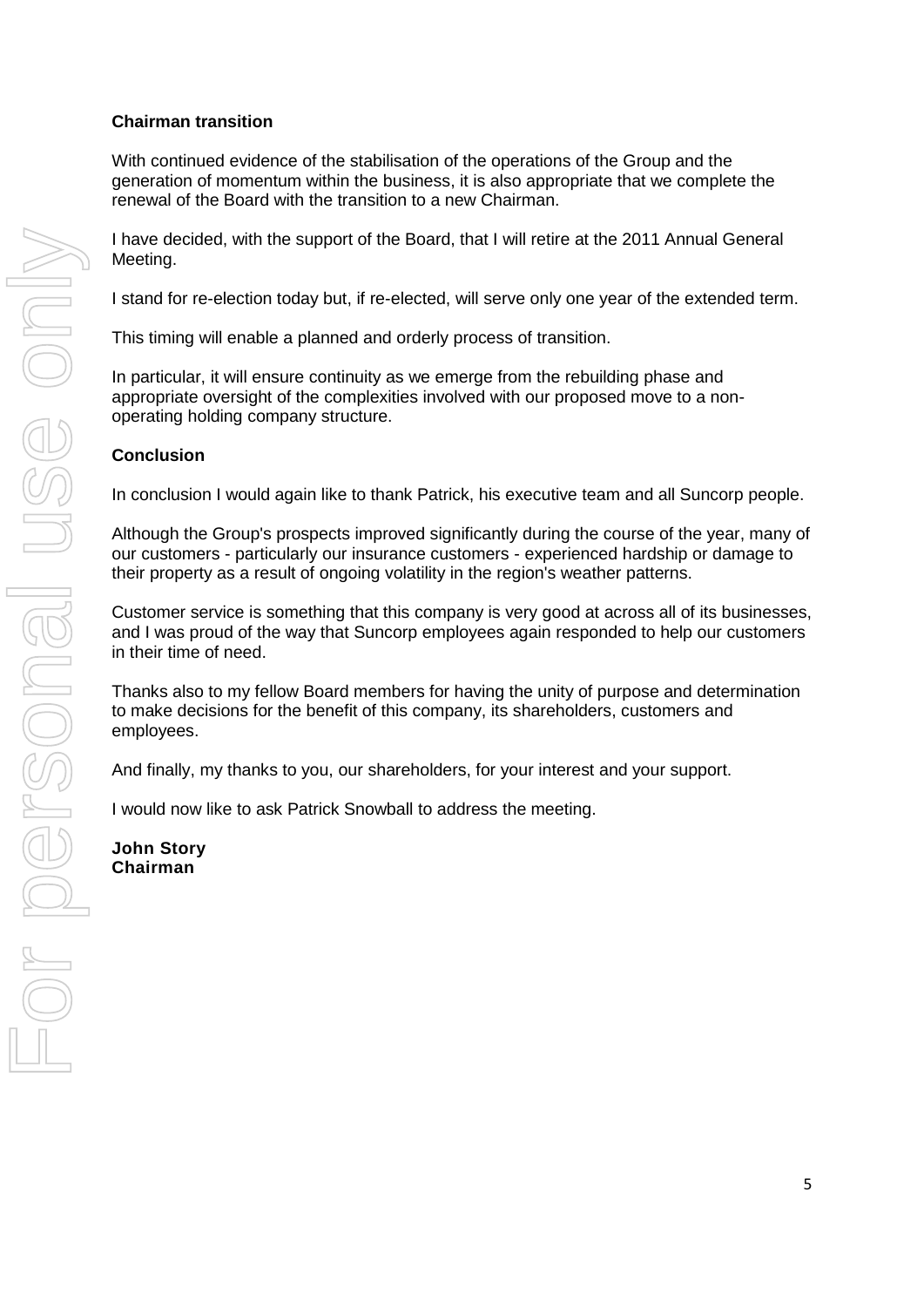**Chairman transition**

With continued evidence of the stabilisation of the operations of the Group and the generation of momentum within the business, it is also appropriate that we complete the renewal of the Board with the transition to a new Chairman.

I have decided, with the support of the Board, that I will retire at the 2011 Annual General Meeting.

I stand for re-election today but, if re-elected, will serve only one year of the extended term.

This timing will enable a planned and orderly process of transition.

In particular, it will ensure continuity as we emerge from the rebuilding phase and appropriate oversight of the complexities involved with our proposed move to a non-operating holding company structure.

**Conclusion**

In conclusion I would again like to thank Patrick, his executive team and all Suncorp people.

Although the Group's prospects improved significantly during the course of the year, many of our customers - particularly our insurance customers - experienced hardship or damage to their property as a result of ongoing volatility in the region's weather patterns.

Customer service is something that this company is very good at across all of its businesses, and I was proud of the way that Suncorp employees again responded to help our customers in their time of need.

Thanks also to my fellow Board members for having the unity of purpose and determination to make decisions for the benefit of this company, its shareholders, customers and employees.

And finally, my thanks to you, our shareholders, for your interest and your support.

I would now like to ask Patrick Snowball to address the meeting.

**John Story**
**Chairman**